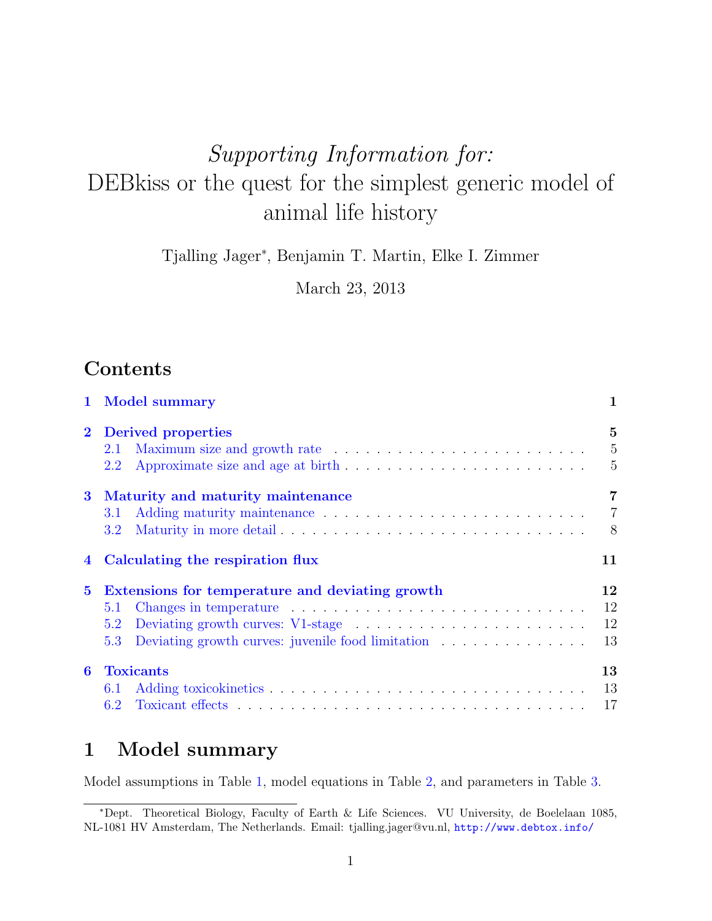*Supporting Information for:*

# DEBkiss or the quest for the simplest generic model of animal life history

Tjalling Jager*, Benjamin T. Martin, Elke I. Zimmer

March 23, 2013

## Contents

- **1 Model summary** — 1
- **2 Derived properties** — 5
  - 2.1 Maximum size and growth rate — 5
  - 2.2 Approximate size and age at birth — 5
- **3 Maturity and maturity maintenance** — 7
  - 3.1 Adding maturity maintenance — 7
  - 3.2 Maturity in more detail — 8
- **4 Calculating the respiration flux** — 11
- **5 Extensions for temperature and deviating growth** — 12
  - 5.1 Changes in temperature — 12
  - 5.2 Deviating growth curves: V1-stage — 12
  - 5.3 Deviating growth curves: juvenile food limitation — 13
- **6 Toxicants** — 13
  - 6.1 Adding toxicokinetics — 13
  - 6.2 Toxicant effects — 17

## 1 Model summary

Model assumptions in Table 1, model equations in Table 2, and parameters in Table 3.

*Dept. Theoretical Biology, Faculty of Earth & Life Sciences. VU University, de Boelelaan 1085, NL-1081 HV Amsterdam, The Netherlands. Email: tjalling.jager@vu.nl, http://www.debtox.info/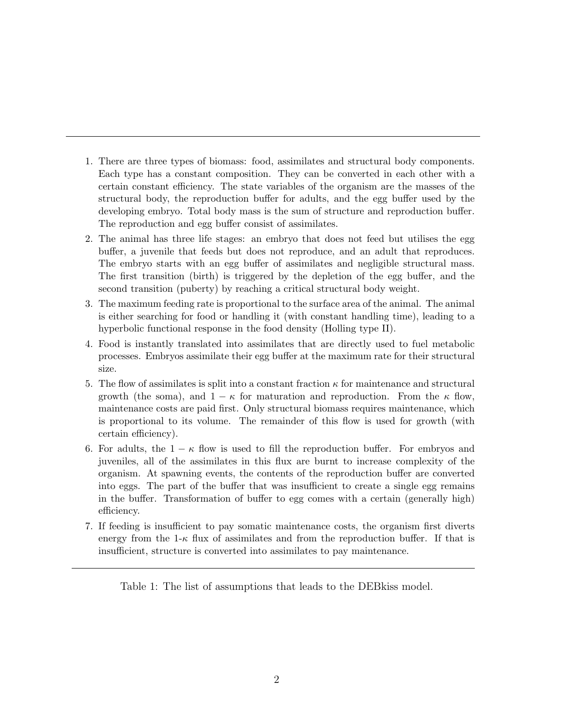1. There are three types of biomass: food, assimilates and structural body components. Each type has a constant composition. They can be converted in each other with a certain constant efficiency. The state variables of the organism are the masses of the structural body, the reproduction buffer for adults, and the egg buffer used by the developing embryo. Total body mass is the sum of structure and reproduction buffer. The reproduction and egg buffer consist of assimilates.
2. The animal has three life stages: an embryo that does not feed but utilises the egg buffer, a juvenile that feeds but does not reproduce, and an adult that reproduces. The embryo starts with an egg buffer of assimilates and negligible structural mass. The first transition (birth) is triggered by the depletion of the egg buffer, and the second transition (puberty) by reaching a critical structural body weight.
3. The maximum feeding rate is proportional to the surface area of the animal. The animal is either searching for food or handling it (with constant handling time), leading to a hyperbolic functional response in the food density (Holling type II).
4. Food is instantly translated into assimilates that are directly used to fuel metabolic processes. Embryos assimilate their egg buffer at the maximum rate for their structural size.
5. The flow of assimilates is split into a constant fraction $\kappa$ for maintenance and structural growth (the soma), and $1 - \kappa$ for maturation and reproduction. From the $\kappa$ flow, maintenance costs are paid first. Only structural biomass requires maintenance, which is proportional to its volume. The remainder of this flow is used for growth (with certain efficiency).
6. For adults, the $1 - \kappa$ flow is used to fill the reproduction buffer. For embryos and juveniles, all of the assimilates in this flux are burnt to increase complexity of the organism. At spawning events, the contents of the reproduction buffer are converted into eggs. The part of the buffer that was insufficient to create a single egg remains in the buffer. Transformation of buffer to egg comes with a certain (generally high) efficiency.
7. If feeding is insufficient to pay somatic maintenance costs, the organism first diverts energy from the 1-$\kappa$ flux of assimilates and from the reproduction buffer. If that is insufficient, structure is converted into assimilates to pay maintenance.

Table 1: The list of assumptions that leads to the DEBkiss model.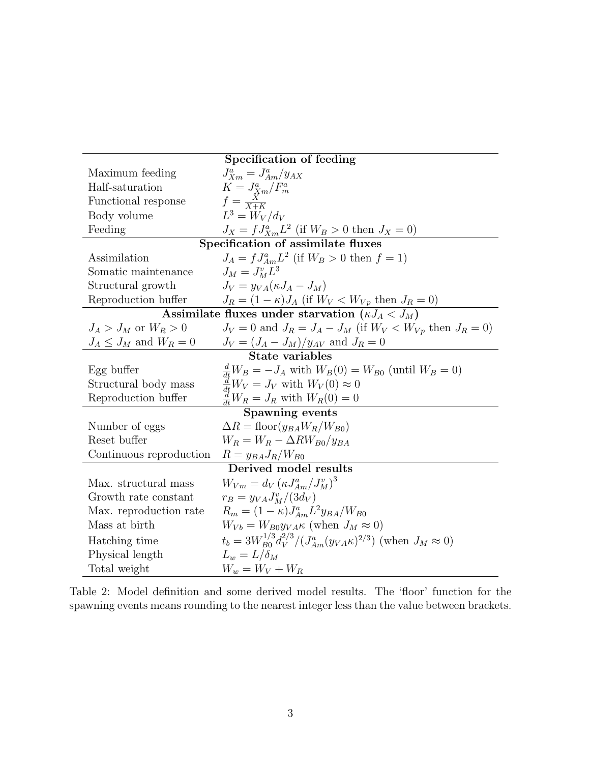| **Specification of feeding** | |
|---|---|
| Maximum feeding | $J_{Xm}^a = J_{Am}^a / y_{AX}$ |
| Half-saturation | $K = J_{Xm}^a / F_m^a$ |
| Functional response | $f = \frac{X}{X+K}$ |
| Body volume | $L^3 = W_V / d_V$ |
| Feeding | $J_X = f J_{Xm}^a L^2$ (if $W_B > 0$ then $J_X = 0$) |
| **Specification of assimilate fluxes** | |
| Assimilation | $J_A = f J_{Am}^a L^2$ (if $W_B > 0$ then $f = 1$) |
| Somatic maintenance | $J_M = J_M^v L^3$ |
| Structural growth | $J_V = y_{VA}(\kappa J_A - J_M)$ |
| Reproduction buffer | $J_R = (1-\kappa) J_A$ (if $W_V < W_{Vp}$ then $J_R = 0$) |
| **Assimilate fluxes under starvation ($\kappa J_A < J_M$)** | |
| $J_A > J_M$ or $W_R > 0$ | $J_V = 0$ and $J_R = J_A - J_M$ (if $W_V < W_{Vp}$ then $J_R = 0$) |
| $J_A \leq J_M$ and $W_R = 0$ | $J_V = (J_A - J_M)/y_{AV}$ and $J_R = 0$ |
| **State variables** | |
| Egg buffer | $\frac{d}{dt} W_B = -J_A$ with $W_B(0) = W_{B0}$ (until $W_B = 0$) |
| Structural body mass | $\frac{d}{dt} W_V = J_V$ with $W_V(0) \approx 0$ |
| Reproduction buffer | $\frac{d}{dt} W_R = J_R$ with $W_R(0) = 0$ |
| **Spawning events** | |
| Number of eggs | $\Delta R = \text{floor}(y_{BA} W_R / W_{B0})$ |
| Reset buffer | $W_R = W_R - \Delta R W_{B0} / y_{BA}$ |
| Continuous reproduction | $R = y_{BA} J_R / W_{B0}$ |
| **Derived model results** | |
| Max. structural mass | $W_{Vm} = d_V \left(\kappa J_{Am}^a / J_M^v\right)^3$ |
| Growth rate constant | $r_B = y_{VA} J_M^v / (3 d_V)$ |
| Max. reproduction rate | $R_m = (1-\kappa) J_{Am}^a L^2 y_{BA} / W_{B0}$ |
| Mass at birth | $W_{Vb} = W_{B0} y_{VA} \kappa$ (when $J_M \approx 0$) |
| Hatching time | $t_b = 3 W_{B0}^{1/3} d_V^{2/3} / (J_{Am}^a (y_{VA}\kappa)^{2/3})$ (when $J_M \approx 0$) |
| Physical length | $L_w = L / \delta_M$ |
| Total weight | $W_w = W_V + W_R$ |

Table 2: Model definition and some derived model results. The 'floor' function for the spawning events means rounding to the nearest integer less than the value between brackets.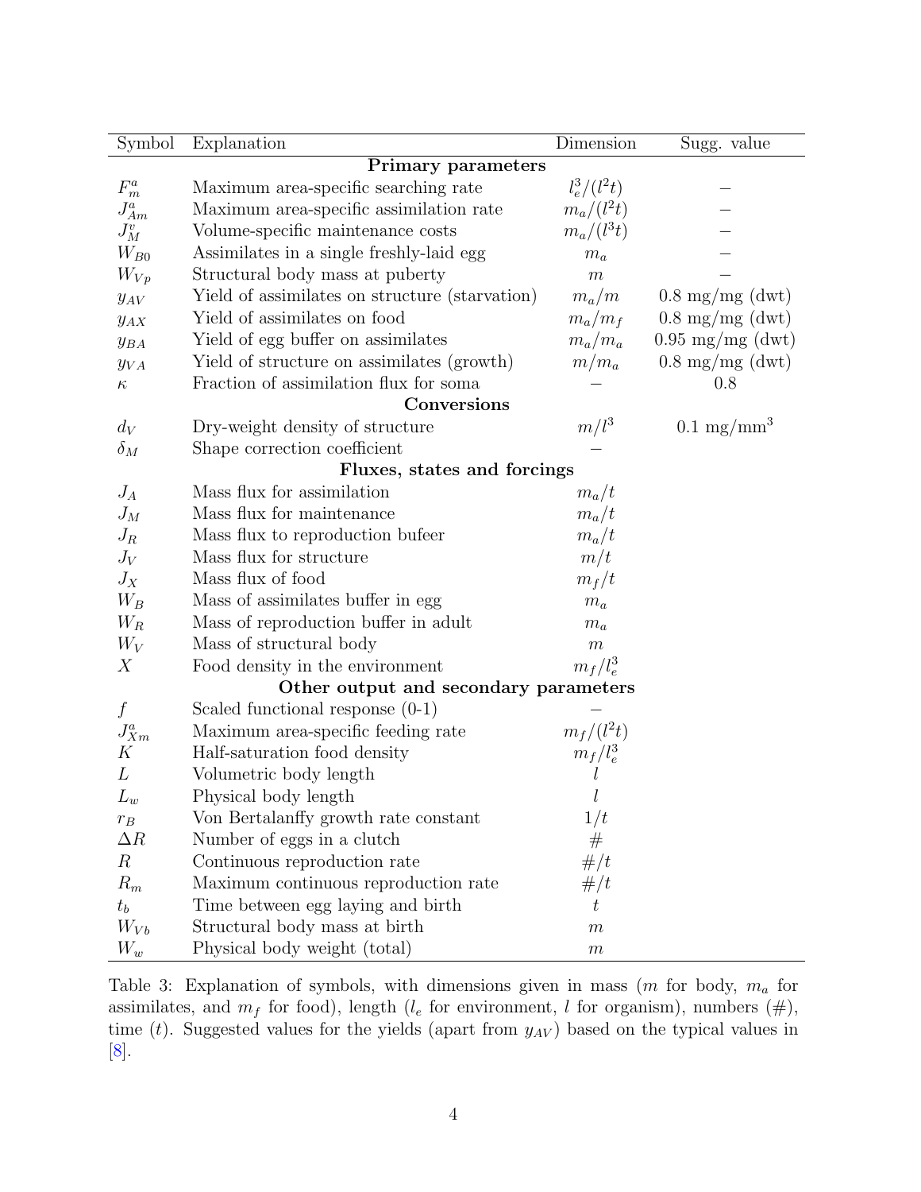| Symbol | Explanation | Dimension | Sugg. value |
|---|---|---|---|
| | **Primary parameters** | | |
| $F_m^a$ | Maximum area-specific searching rate | $l_e^3/(l^2t)$ | – |
| $J_{Am}^a$ | Maximum area-specific assimilation rate | $m_a/(l^2t)$ | – |
| $J_M^v$ | Volume-specific maintenance costs | $m_a/(l^3t)$ | – |
| $W_{B0}$ | Assimilates in a single freshly-laid egg | $m_a$ | – |
| $W_{Vp}$ | Structural body mass at puberty | $m$ | – |
| $y_{AV}$ | Yield of assimilates on structure (starvation) | $m_a/m$ | 0.8 mg/mg (dwt) |
| $y_{AX}$ | Yield of assimilates on food | $m_a/m_f$ | 0.8 mg/mg (dwt) |
| $y_{BA}$ | Yield of egg buffer on assimilates | $m_a/m_a$ | 0.95 mg/mg (dwt) |
| $y_{VA}$ | Yield of structure on assimilates (growth) | $m/m_a$ | 0.8 mg/mg (dwt) |
| $\kappa$ | Fraction of assimilation flux for soma | – | 0.8 |
| | **Conversions** | | |
| $d_V$ | Dry-weight density of structure | $m/l^3$ | 0.1 mg/mm$^3$ |
| $\delta_M$ | Shape correction coefficient | – | |
| | **Fluxes, states and forcings** | | |
| $J_A$ | Mass flux for assimilation | $m_a/t$ | |
| $J_M$ | Mass flux for maintenance | $m_a/t$ | |
| $J_R$ | Mass flux to reproduction bufeer | $m_a/t$ | |
| $J_V$ | Mass flux for structure | $m/t$ | |
| $J_X$ | Mass flux of food | $m_f/t$ | |
| $W_B$ | Mass of assimilates buffer in egg | $m_a$ | |
| $W_R$ | Mass of reproduction buffer in adult | $m_a$ | |
| $W_V$ | Mass of structural body | $m$ | |
| $X$ | Food density in the environment | $m_f/l_e^3$ | |
| | **Other output and secondary parameters** | | |
| $f$ | Scaled functional response (0-1) | – | |
| $J_{Xm}^a$ | Maximum area-specific feeding rate | $m_f/(l^2t)$ | |
| $K$ | Half-saturation food density | $m_f/l_e^3$ | |
| $L$ | Volumetric body length | $l$ | |
| $L_w$ | Physical body length | $l$ | |
| $r_B$ | Von Bertalanffy growth rate constant | $1/t$ | |
| $\Delta R$ | Number of eggs in a clutch | # | |
| $R$ | Continuous reproduction rate | #/$t$ | |
| $R_m$ | Maximum continuous reproduction rate | #/$t$ | |
| $t_b$ | Time between egg laying and birth | $t$ | |
| $W_{Vb}$ | Structural body mass at birth | $m$ | |
| $W_w$ | Physical body weight (total) | $m$ | |

Table 3: Explanation of symbols, with dimensions given in mass ($m$ for body, $m_a$ for assimilates, and $m_f$ for food), length ($l_e$ for environment, $l$ for organism), numbers (#), time ($t$). Suggested values for the yields (apart from $y_{AV}$) based on the typical values in [8].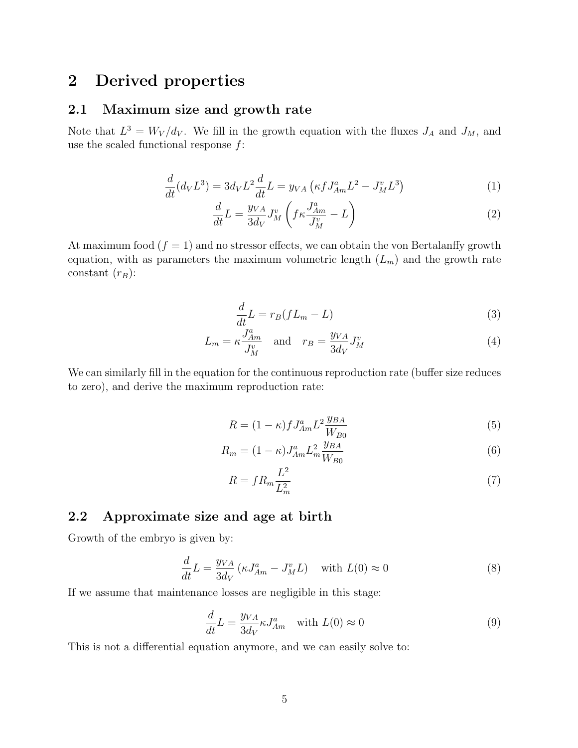# 2 Derived properties

## 2.1 Maximum size and growth rate

Note that $L^3 = W_V/d_V$. We fill in the growth equation with the fluxes $J_A$ and $J_M$, and use the scaled functional response $f$:

$$\frac{d}{dt}(d_V L^3) = 3d_V L^2 \frac{d}{dt}L = y_{VA}\left(\kappa f J^a_{Am} L^2 - J^v_M L^3\right) \tag{1}$$

$$\frac{d}{dt}L = \frac{y_{VA}}{3d_V} J^v_M \left(f\kappa \frac{J^a_{Am}}{J^v_M} - L\right) \tag{2}$$

At maximum food ($f = 1$) and no stressor effects, we can obtain the von Bertalanffy growth equation, with as parameters the maximum volumetric length ($L_m$) and the growth rate constant ($r_B$):

$$\frac{d}{dt}L = r_B(f L_m - L) \tag{3}$$

$$L_m = \kappa \frac{J^a_{Am}}{J^v_M} \quad \text{and} \quad r_B = \frac{y_{VA}}{3d_V} J^v_M \tag{4}$$

We can similarly fill in the equation for the continuous reproduction rate (buffer size reduces to zero), and derive the maximum reproduction rate:

$$R = (1-\kappa) f J^a_{Am} L^2 \frac{y_{BA}}{W_{B0}} \tag{5}$$

$$R_m = (1-\kappa) J^a_{Am} L^2_m \frac{y_{BA}}{W_{B0}} \tag{6}$$

$$R = f R_m \frac{L^2}{L^2_m} \tag{7}$$

## 2.2 Approximate size and age at birth

Growth of the embryo is given by:

$$\frac{d}{dt}L = \frac{y_{VA}}{3d_V}\left(\kappa J^a_{Am} - J^v_M L\right) \quad \text{with } L(0) \approx 0 \tag{8}$$

If we assume that maintenance losses are negligible in this stage:

$$\frac{d}{dt}L = \frac{y_{VA}}{3d_V} \kappa J^a_{Am} \quad \text{with } L(0) \approx 0 \tag{9}$$

This is not a differential equation anymore, and we can easily solve to: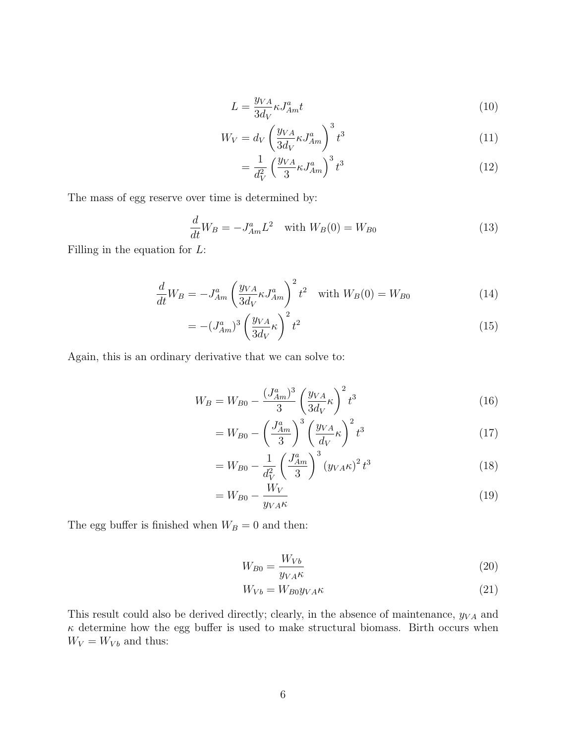$$L = \frac{y_{VA}}{3d_V} \kappa J_{Am}^a t \tag{10}$$

$$W_V = d_V \left( \frac{y_{VA}}{3d_V} \kappa J_{Am}^a \right)^3 t^3 \tag{11}$$

$$= \frac{1}{d_V^2} \left( \frac{y_{VA}}{3} \kappa J_{Am}^a \right)^3 t^3 \tag{12}$$

The mass of egg reserve over time is determined by:

$$\frac{d}{dt} W_B = -J_{Am}^a L^2 \quad \text{with } W_B(0) = W_{B0} \tag{13}$$

Filling in the equation for $L$:

$$\frac{d}{dt} W_B = -J_{Am}^a \left( \frac{y_{VA}}{3d_V} \kappa J_{Am}^a \right)^2 t^2 \quad \text{with } W_B(0) = W_{B0} \tag{14}$$

$$= -(J_{Am}^a)^3 \left( \frac{y_{VA}}{3d_V} \kappa \right)^2 t^2 \tag{15}$$

Again, this is an ordinary derivative that we can solve to:

$$W_B = W_{B0} - \frac{(J_{Am}^a)^3}{3} \left( \frac{y_{VA}}{3d_V} \kappa \right)^2 t^3 \tag{16}$$

$$= W_{B0} - \left( \frac{J_{Am}^a}{3} \right)^3 \left( \frac{y_{VA}}{d_V} \kappa \right)^2 t^3 \tag{17}$$

$$= W_{B0} - \frac{1}{d_V^2} \left( \frac{J_{Am}^a}{3} \right)^3 (y_{VA} \kappa)^2 t^3 \tag{18}$$

$$= W_{B0} - \frac{W_V}{y_{VA} \kappa} \tag{19}$$

The egg buffer is finished when $W_B = 0$ and then:

$$W_{B0} = \frac{W_{Vb}}{y_{VA} \kappa} \tag{20}$$

$$W_{Vb} = W_{B0} y_{VA} \kappa \tag{21}$$

This result could also be derived directly; clearly, in the absence of maintenance, $y_{VA}$ and $\kappa$ determine how the egg buffer is used to make structural biomass. Birth occurs when $W_V = W_{Vb}$ and thus: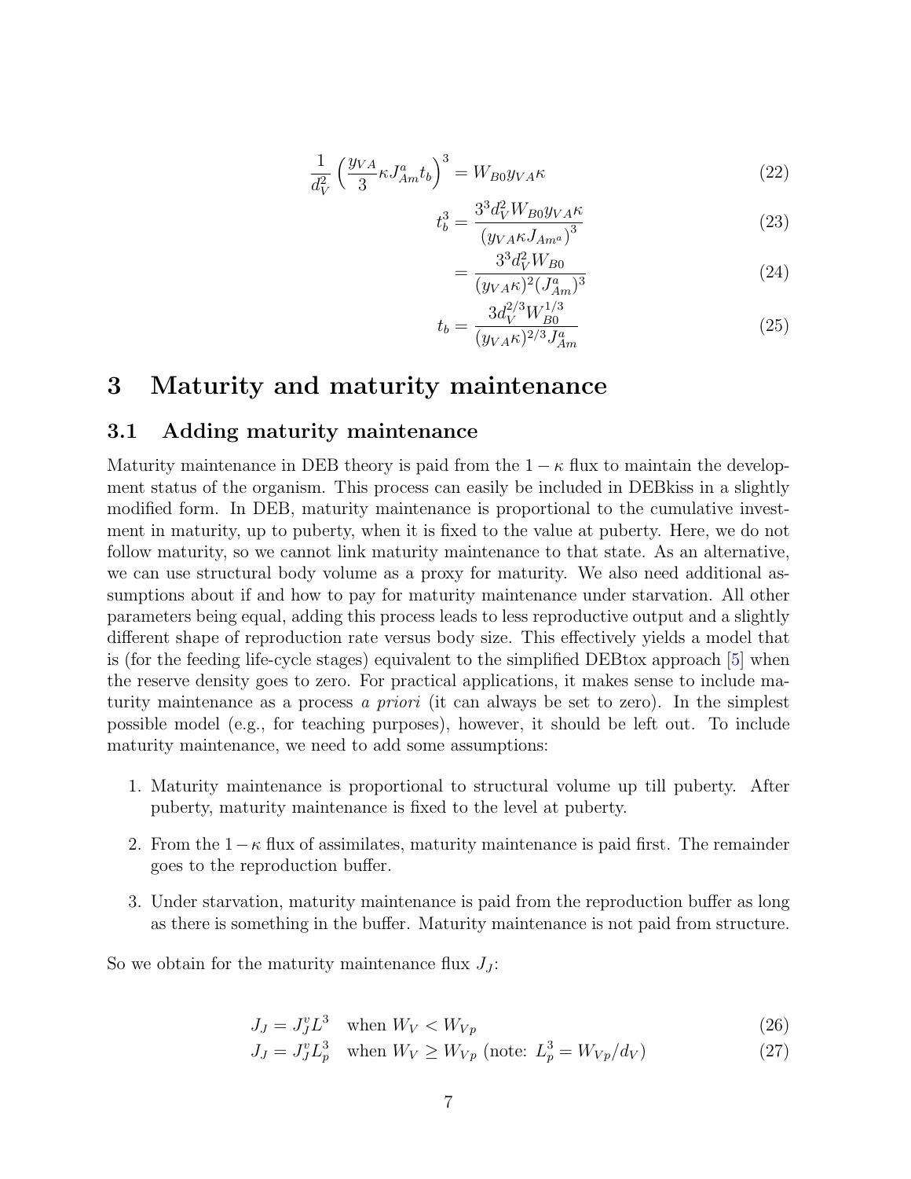$$\frac{1}{d_V^2}\left(\frac{y_{VA}}{3}\kappa J_{Am}^a t_b\right)^3 = W_{B0} y_{VA} \kappa \tag{22}$$

$$t_b^3 = \frac{3^3 d_V^2 W_{B0} y_{VA} \kappa}{\left(y_{VA} \kappa J_{Am^a}\right)^3} \tag{23}$$

$$= \frac{3^3 d_V^2 W_{B0}}{(y_{VA}\kappa)^2 (J_{Am}^a)^3} \tag{24}$$

$$t_b = \frac{3 d_V^{2/3} W_{B0}^{1/3}}{(y_{VA}\kappa)^{2/3} J_{Am}^a} \tag{25}$$

# 3 Maturity and maturity maintenance

## 3.1 Adding maturity maintenance

Maturity maintenance in DEB theory is paid from the $1-\kappa$ flux to maintain the development status of the organism. This process can easily be included in DEBkiss in a slightly modified form. In DEB, maturity maintenance is proportional to the cumulative investment in maturity, up to puberty, when it is fixed to the value at puberty. Here, we do not follow maturity, so we cannot link maturity maintenance to that state. As an alternative, we can use structural body volume as a proxy for maturity. We also need additional assumptions about if and how to pay for maturity maintenance under starvation. All other parameters being equal, adding this process leads to less reproductive output and a slightly different shape of reproduction rate versus body size. This effectively yields a model that is (for the feeding life-cycle stages) equivalent to the simplified DEBtox approach [5] when the reserve density goes to zero. For practical applications, it makes sense to include maturity maintenance as a process *a priori* (it can always be set to zero). In the simplest possible model (e.g., for teaching purposes), however, it should be left out. To include maturity maintenance, we need to add some assumptions:

1. Maturity maintenance is proportional to structural volume up till puberty. After puberty, maturity maintenance is fixed to the level at puberty.
2. From the $1-\kappa$ flux of assimilates, maturity maintenance is paid first. The remainder goes to the reproduction buffer.
3. Under starvation, maturity maintenance is paid from the reproduction buffer as long as there is something in the buffer. Maturity maintenance is not paid from structure.

So we obtain for the maturity maintenance flux $J_J$:

$$J_J = J_J^v L^3 \quad \text{when } W_V < W_{Vp} \tag{26}$$

$$J_J = J_J^v L_p^3 \quad \text{when } W_V \geq W_{Vp} \text{ (note: } L_p^3 = W_{Vp}/d_V) \tag{27}$$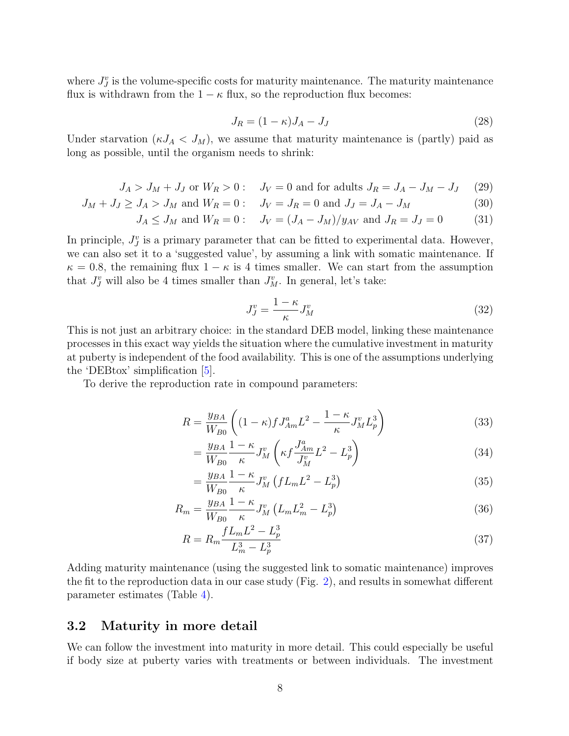where $J_J^v$ is the volume-specific costs for maturity maintenance. The maturity maintenance flux is withdrawn from the $1 - \kappa$ flux, so the reproduction flux becomes:

$$J_R = (1 - \kappa)J_A - J_J \tag{28}$$

Under starvation ($\kappa J_A < J_M$), we assume that maturity maintenance is (partly) paid as long as possible, until the organism needs to shrink:

$$J_A > J_M + J_J \text{ or } W_R > 0: \quad J_V = 0 \text{ and for adults } J_R = J_A - J_M - J_J \tag{29}$$

$$J_M + J_J \geq J_A > J_M \text{ and } W_R = 0: \quad J_V = J_R = 0 \text{ and } J_J = J_A - J_M \tag{30}$$

$$J_A \leq J_M \text{ and } W_R = 0: \quad J_V = (J_A - J_M)/y_{AV} \text{ and } J_R = J_J = 0 \tag{31}$$

In principle, $J_J^v$ is a primary parameter that can be fitted to experimental data. However, we can also set it to a 'suggested value', by assuming a link with somatic maintenance. If $\kappa = 0.8$, the remaining flux $1 - \kappa$ is 4 times smaller. We can start from the assumption that $J_J^v$ will also be 4 times smaller than $J_M^v$. In general, let's take:

$$J_J^v = \frac{1 - \kappa}{\kappa} J_M^v \tag{32}$$

This is not just an arbitrary choice: in the standard DEB model, linking these maintenance processes in this exact way yields the situation where the cumulative investment in maturity at puberty is independent of the food availability. This is one of the assumptions underlying the 'DEBtox' simplification [5].

To derive the reproduction rate in compound parameters:

$$R = \frac{y_{BA}}{W_{B0}} \left( (1 - \kappa) f J_{Am}^a L^2 - \frac{1 - \kappa}{\kappa} J_M^v L_p^3 \right) \tag{33}$$

$$= \frac{y_{BA}}{W_{B0}} \frac{1 - \kappa}{\kappa} J_M^v \left( \kappa f \frac{J_{Am}^a}{J_M^v} L^2 - L_p^3 \right) \tag{34}$$

$$= \frac{y_{BA}}{W_{B0}} \frac{1 - \kappa}{\kappa} J_M^v \left( f L_m L^2 - L_p^3 \right) \tag{35}$$

$$R_m = \frac{y_{BA}}{W_{B0}} \frac{1 - \kappa}{\kappa} J_M^v \left( L_m L_m^2 - L_p^3 \right) \tag{36}$$

$$R = R_m \frac{f L_m L^2 - L_p^3}{L_m^3 - L_p^3} \tag{37}$$

Adding maturity maintenance (using the suggested link to somatic maintenance) improves the fit to the reproduction data in our case study (Fig. 2), and results in somewhat different parameter estimates (Table 4).

## 3.2 Maturity in more detail

We can follow the investment into maturity in more detail. This could especially be useful if body size at puberty varies with treatments or between individuals. The investment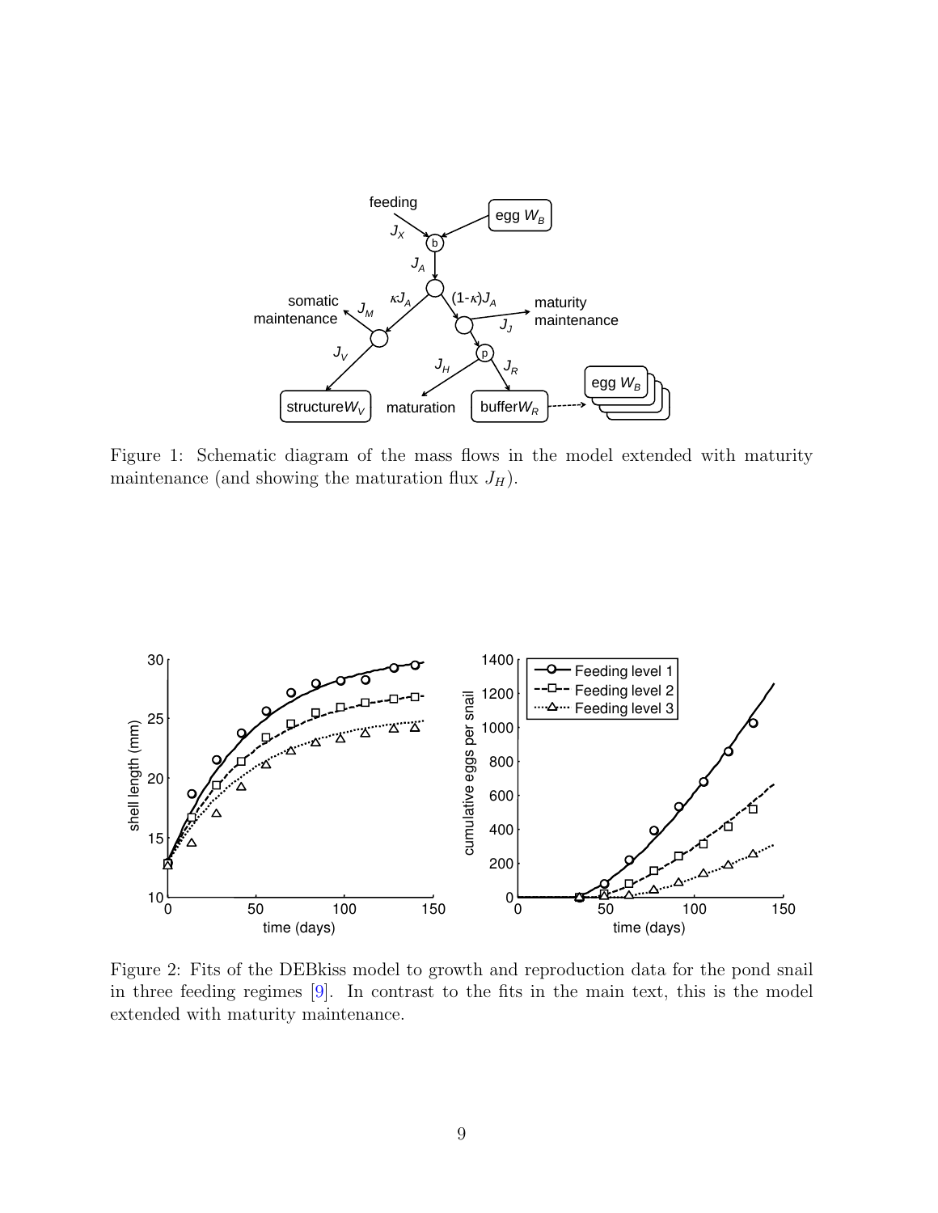Figure 1: Schematic diagram of the mass flows in the model extended with maturity maintenance (and showing the maturation flux $J_H$).

Figure 2: Fits of the DEBkiss model to growth and reproduction data for the pond snail in three feeding regimes [9]. In contrast to the fits in the main text, this is the model extended with maturity maintenance.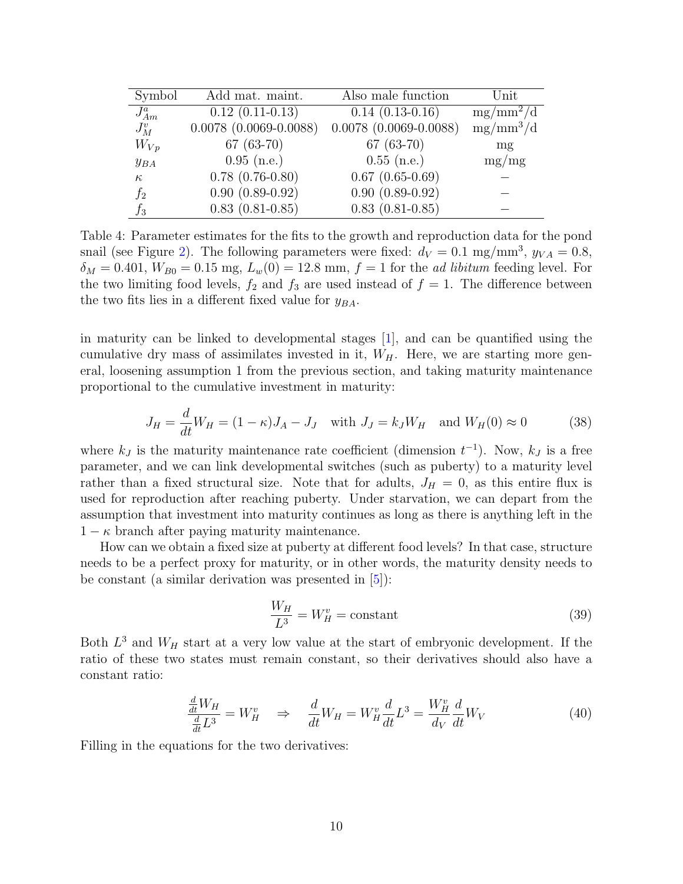| Symbol | Add mat. maint. | Also male function | Unit |
| --- | --- | --- | --- |
| $J^a_{Am}$ | 0.12 (0.11-0.13) | 0.14 (0.13-0.16) | mg/mm$^2$/d |
| $J^v_M$ | 0.0078 (0.0069-0.0088) | 0.0078 (0.0069-0.0088) | mg/mm$^3$/d |
| $W_{Vp}$ | 67 (63-70) | 67 (63-70) | mg |
| $y_{BA}$ | 0.95 (n.e.) | 0.55 (n.e.) | mg/mg |
| $\kappa$ | 0.78 (0.76-0.80) | 0.67 (0.65-0.69) | – |
| $f_2$ | 0.90 (0.89-0.92) | 0.90 (0.89-0.92) | – |
| $f_3$ | 0.83 (0.81-0.85) | 0.83 (0.81-0.85) | – |

Table 4: Parameter estimates for the fits to the growth and reproduction data for the pond snail (see Figure 2). The following parameters were fixed: $d_V = 0.1$ mg/mm$^3$, $y_{VA} = 0.8$, $\delta_M = 0.401$, $W_{B0} = 0.15$ mg, $L_w(0) = 12.8$ mm, $f = 1$ for the *ad libitum* feeding level. For the two limiting food levels, $f_2$ and $f_3$ are used instead of $f = 1$. The difference between the two fits lies in a different fixed value for $y_{BA}$.

in maturity can be linked to developmental stages [1], and can be quantified using the cumulative dry mass of assimilates invested in it, $W_H$. Here, we are starting more general, loosening assumption 1 from the previous section, and taking maturity maintenance proportional to the cumulative investment in maturity:

$$J_H = \frac{d}{dt}W_H = (1-\kappa)J_A - J_J \quad \text{with } J_J = k_J W_H \quad \text{and } W_H(0) \approx 0 \tag{38}$$

where $k_J$ is the maturity maintenance rate coefficient (dimension $t^{-1}$). Now, $k_J$ is a free parameter, and we can link developmental switches (such as puberty) to a maturity level rather than a fixed structural size. Note that for adults, $J_H = 0$, as this entire flux is used for reproduction after reaching puberty. Under starvation, we can depart from the assumption that investment into maturity continues as long as there is anything left in the $1-\kappa$ branch after paying maturity maintenance.

How can we obtain a fixed size at puberty at different food levels? In that case, structure needs to be a perfect proxy for maturity, or in other words, the maturity density needs to be constant (a similar derivation was presented in [5]):

$$\frac{W_H}{L^3} = W^v_H = \text{constant} \tag{39}$$

Both $L^3$ and $W_H$ start at a very low value at the start of embryonic development. If the ratio of these two states must remain constant, so their derivatives should also have a constant ratio:

$$\frac{\frac{d}{dt}W_H}{\frac{d}{dt}L^3} = W^v_H \quad \Rightarrow \quad \frac{d}{dt}W_H = W^v_H \frac{d}{dt}L^3 = \frac{W^v_H}{d_V}\frac{d}{dt}W_V \tag{40}$$

Filling in the equations for the two derivatives: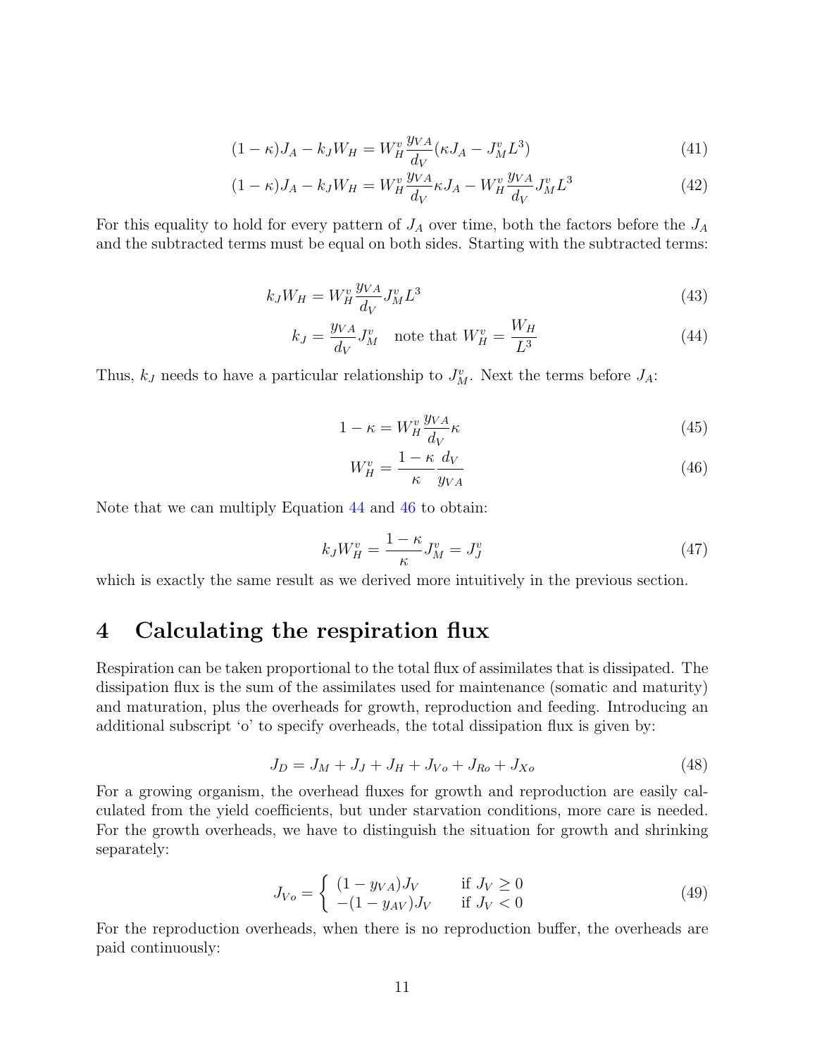$$(1-\kappa)J_A - k_J W_H = W_H^v \frac{y_{VA}}{d_V}(\kappa J_A - J_M^v L^3) \tag{41}$$

$$(1-\kappa)J_A - k_J W_H = W_H^v \frac{y_{VA}}{d_V}\kappa J_A - W_H^v \frac{y_{VA}}{d_V} J_M^v L^3 \tag{42}$$

For this equality to hold for every pattern of $J_A$ over time, both the factors before the $J_A$ and the subtracted terms must be equal on both sides. Starting with the subtracted terms:

$$k_J W_H = W_H^v \frac{y_{VA}}{d_V} J_M^v L^3 \tag{43}$$

$$k_J = \frac{y_{VA}}{d_V} J_M^v \quad \text{note that } W_H^v = \frac{W_H}{L^3} \tag{44}$$

Thus, $k_J$ needs to have a particular relationship to $J_M^v$. Next the terms before $J_A$:

$$1-\kappa = W_H^v \frac{y_{VA}}{d_V}\kappa \tag{45}$$

$$W_H^v = \frac{1-\kappa}{\kappa}\frac{d_V}{y_{VA}} \tag{46}$$

Note that we can multiply Equation 44 and 46 to obtain:

$$k_J W_H^v = \frac{1-\kappa}{\kappa} J_M^v = J_J^v \tag{47}$$

which is exactly the same result as we derived more intuitively in the previous section.

# 4 Calculating the respiration flux

Respiration can be taken proportional to the total flux of assimilates that is dissipated. The dissipation flux is the sum of the assimilates used for maintenance (somatic and maturity) and maturation, plus the overheads for growth, reproduction and feeding. Introducing an additional subscript 'o' to specify overheads, the total dissipation flux is given by:

$$J_D = J_M + J_J + J_H + J_{Vo} + J_{Ro} + J_{Xo} \tag{48}$$

For a growing organism, the overhead fluxes for growth and reproduction are easily calculated from the yield coefficients, but under starvation conditions, more care is needed. For the growth overheads, we have to distinguish the situation for growth and shrinking separately:

$$J_{Vo} = \begin{cases} (1-y_{VA})J_V & \text{if } J_V \geq 0 \\ -(1-y_{AV})J_V & \text{if } J_V < 0 \end{cases} \tag{49}$$

For the reproduction overheads, when there is no reproduction buffer, the overheads are paid continuously: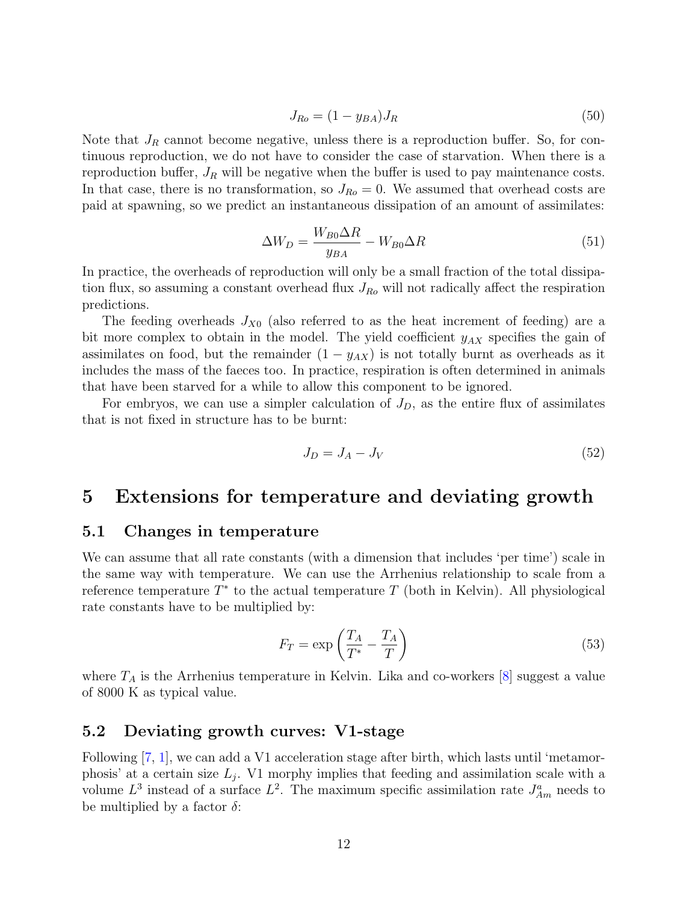$$J_{Ro} = (1 - y_{BA})J_R \tag{50}$$

Note that $J_R$ cannot become negative, unless there is a reproduction buffer. So, for continuous reproduction, we do not have to consider the case of starvation. When there is a reproduction buffer, $J_R$ will be negative when the buffer is used to pay maintenance costs. In that case, there is no transformation, so $J_{Ro} = 0$. We assumed that overhead costs are paid at spawning, so we predict an instantaneous dissipation of an amount of assimilates:

$$\Delta W_D = \frac{W_{B0}\Delta R}{y_{BA}} - W_{B0}\Delta R \tag{51}$$

In practice, the overheads of reproduction will only be a small fraction of the total dissipation flux, so assuming a constant overhead flux $J_{Ro}$ will not radically affect the respiration predictions.

The feeding overheads $J_{X0}$ (also referred to as the heat increment of feeding) are a bit more complex to obtain in the model. The yield coefficient $y_{AX}$ specifies the gain of assimilates on food, but the remainder $(1 - y_{AX})$ is not totally burnt as overheads as it includes the mass of the faeces too. In practice, respiration is often determined in animals that have been starved for a while to allow this component to be ignored.

For embryos, we can use a simpler calculation of $J_D$, as the entire flux of assimilates that is not fixed in structure has to be burnt:

$$J_D = J_A - J_V \tag{52}$$

# 5 Extensions for temperature and deviating growth

## 5.1 Changes in temperature

We can assume that all rate constants (with a dimension that includes 'per time') scale in the same way with temperature. We can use the Arrhenius relationship to scale from a reference temperature $T^*$ to the actual temperature $T$ (both in Kelvin). All physiological rate constants have to be multiplied by:

$$F_T = \exp\left(\frac{T_A}{T^*} - \frac{T_A}{T}\right) \tag{53}$$

where $T_A$ is the Arrhenius temperature in Kelvin. Lika and co-workers [8] suggest a value of 8000 K as typical value.

## 5.2 Deviating growth curves: V1-stage

Following [7, 1], we can add a V1 acceleration stage after birth, which lasts until 'metamorphosis' at a certain size $L_j$. V1 morphy implies that feeding and assimilation scale with a volume $L^3$ instead of a surface $L^2$. The maximum specific assimilation rate $J^a_{Am}$ needs to be multiplied by a factor $\delta$: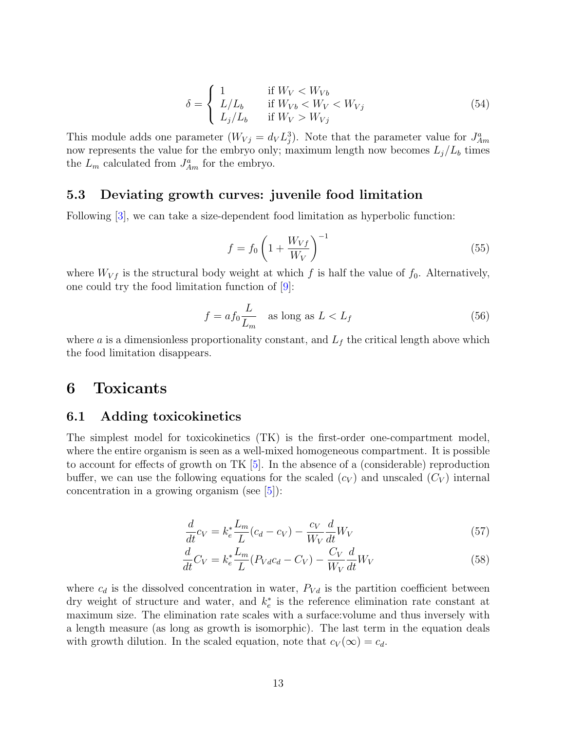$$
\delta = \begin{cases} 1 & \text{if } W_V < W_{Vb} \\ L/L_b & \text{if } W_{Vb} < W_V < W_{Vj} \\ L_j/L_b & \text{if } W_V > W_{Vj} \end{cases} \tag{54}
$$

This module adds one parameter ($W_{Vj} = d_V L_j^3$). Note that the parameter value for $J_{Am}^a$ now represents the value for the embryo only; maximum length now becomes $L_j/L_b$ times the $L_m$ calculated from $J_{Am}^a$ for the embryo.

### 5.3 Deviating growth curves: juvenile food limitation

Following [3], we can take a size-dependent food limitation as hyperbolic function:

$$
f = f_0 \left(1 + \frac{W_{Vf}}{W_V}\right)^{-1} \tag{55}
$$

where $W_{Vf}$ is the structural body weight at which $f$ is half the value of $f_0$. Alternatively, one could try the food limitation function of [9]:

$$
f = a f_0 \frac{L}{L_m} \quad \text{as long as } L < L_f \tag{56}
$$

where $a$ is a dimensionless proportionality constant, and $L_f$ the critical length above which the food limitation disappears.

## 6 Toxicants

### 6.1 Adding toxicokinetics

The simplest model for toxicokinetics (TK) is the first-order one-compartment model, where the entire organism is seen as a well-mixed homogeneous compartment. It is possible to account for effects of growth on TK [5]. In the absence of a (considerable) reproduction buffer, we can use the following equations for the scaled ($c_V$) and unscaled ($C_V$) internal concentration in a growing organism (see [5]):

$$
\frac{d}{dt} c_V = k_e^* \frac{L_m}{L}(c_d - c_V) - \frac{c_V}{W_V}\frac{d}{dt}W_V \tag{57}
$$

$$
\frac{d}{dt} C_V = k_e^* \frac{L_m}{L}(P_{Vd} c_d - C_V) - \frac{C_V}{W_V}\frac{d}{dt}W_V \tag{58}
$$

where $c_d$ is the dissolved concentration in water, $P_{Vd}$ is the partition coefficient between dry weight of structure and water, and $k_e^*$ is the reference elimination rate constant at maximum size. The elimination rate scales with a surface:volume and thus inversely with a length measure (as long as growth is isomorphic). The last term in the equation deals with growth dilution. In the scaled equation, note that $c_V(\infty) = c_d$.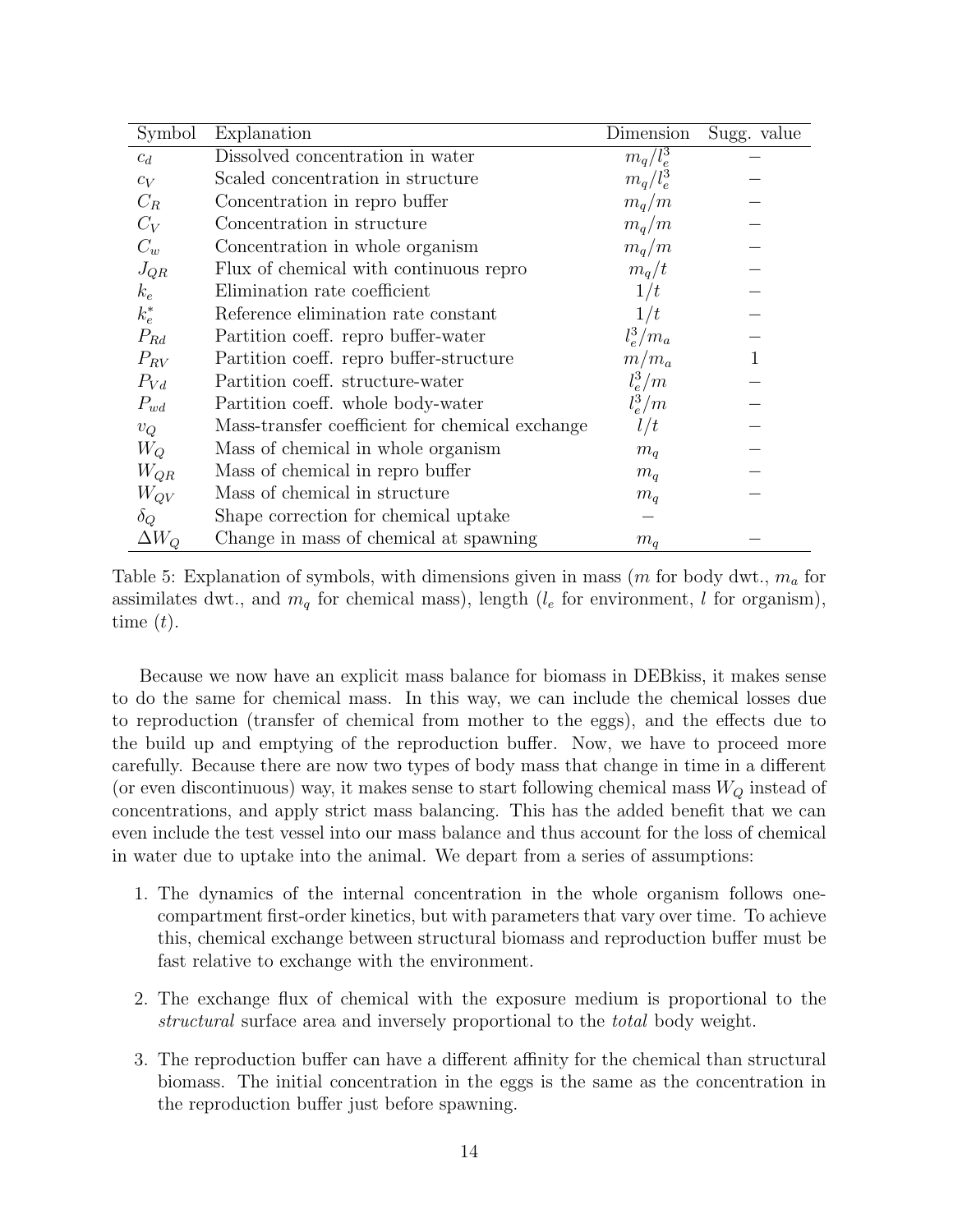| Symbol | Explanation | Dimension | Sugg. value |
|---|---|---|---|
| $c_d$ | Dissolved concentration in water | $m_q/l_e^3$ | $-$ |
| $c_V$ | Scaled concentration in structure | $m_q/l_e^3$ | $-$ |
| $C_R$ | Concentration in repro buffer | $m_q/m$ | $-$ |
| $C_V$ | Concentration in structure | $m_q/m$ | $-$ |
| $C_w$ | Concentration in whole organism | $m_q/m$ | $-$ |
| $J_{QR}$ | Flux of chemical with continuous repro | $m_q/t$ | $-$ |
| $k_e$ | Elimination rate coefficient | $1/t$ | $-$ |
| $k_e^*$ | Reference elimination rate constant | $1/t$ | $-$ |
| $P_{Rd}$ | Partition coeff. repro buffer-water | $l_e^3/m_a$ | $-$ |
| $P_{RV}$ | Partition coeff. repro buffer-structure | $m/m_a$ | 1 |
| $P_{Vd}$ | Partition coeff. structure-water | $l_e^3/m$ | $-$ |
| $P_{wd}$ | Partition coeff. whole body-water | $l_e^3/m$ | $-$ |
| $v_Q$ | Mass-transfer coefficient for chemical exchange | $l/t$ | $-$ |
| $W_Q$ | Mass of chemical in whole organism | $m_q$ | $-$ |
| $W_{QR}$ | Mass of chemical in repro buffer | $m_q$ | $-$ |
| $W_{QV}$ | Mass of chemical in structure | $m_q$ | $-$ |
| $\delta_Q$ | Shape correction for chemical uptake | $-$ | |
| $\Delta W_Q$ | Change in mass of chemical at spawning | $m_q$ | $-$ |

Table 5: Explanation of symbols, with dimensions given in mass ($m$ for body dwt., $m_a$ for assimilates dwt., and $m_q$ for chemical mass), length ($l_e$ for environment, $l$ for organism), time ($t$).

Because we now have an explicit mass balance for biomass in DEBkiss, it makes sense to do the same for chemical mass. In this way, we can include the chemical losses due to reproduction (transfer of chemical from mother to the eggs), and the effects due to the build up and emptying of the reproduction buffer. Now, we have to proceed more carefully. Because there are now two types of body mass that change in time in a different (or even discontinuous) way, it makes sense to start following chemical mass $W_Q$ instead of concentrations, and apply strict mass balancing. This has the added benefit that we can even include the test vessel into our mass balance and thus account for the loss of chemical in water due to uptake into the animal. We depart from a series of assumptions:

1. The dynamics of the internal concentration in the whole organism follows one-compartment first-order kinetics, but with parameters that vary over time. To achieve this, chemical exchange between structural biomass and reproduction buffer must be fast relative to exchange with the environment.

2. The exchange flux of chemical with the exposure medium is proportional to the *structural* surface area and inversely proportional to the *total* body weight.

3. The reproduction buffer can have a different affinity for the chemical than structural biomass. The initial concentration in the eggs is the same as the concentration in the reproduction buffer just before spawning.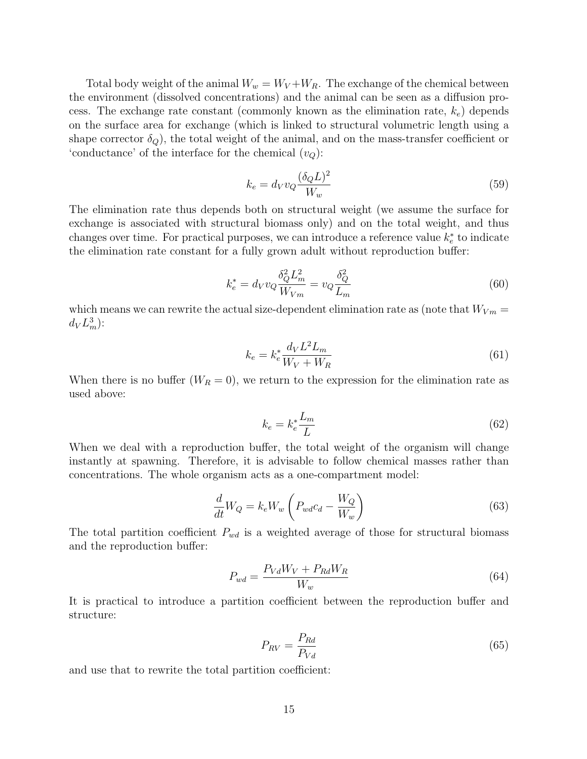Total body weight of the animal $W_w = W_V + W_R$. The exchange of the chemical between the environment (dissolved concentrations) and the animal can be seen as a diffusion process. The exchange rate constant (commonly known as the elimination rate, $k_e$) depends on the surface area for exchange (which is linked to structural volumetric length using a shape corrector $\delta_Q$), the total weight of the animal, and on the mass-transfer coefficient or 'conductance' of the interface for the chemical ($v_Q$):

$$k_e = d_V v_Q \frac{(\delta_Q L)^2}{W_w} \tag{59}$$

The elimination rate thus depends both on structural weight (we assume the surface for exchange is associated with structural biomass only) and on the total weight, and thus changes over time. For practical purposes, we can introduce a reference value $k_e^*$ to indicate the elimination rate constant for a fully grown adult without reproduction buffer:

$$k_e^* = d_V v_Q \frac{\delta_Q^2 L_m^2}{W_{Vm}} = v_Q \frac{\delta_Q^2}{L_m} \tag{60}$$

which means we can rewrite the actual size-dependent elimination rate as (note that $W_{Vm} = d_V L_m^3$):

$$k_e = k_e^* \frac{d_V L^2 L_m}{W_V + W_R} \tag{61}$$

When there is no buffer ($W_R = 0$), we return to the expression for the elimination rate as used above:

$$k_e = k_e^* \frac{L_m}{L} \tag{62}$$

When we deal with a reproduction buffer, the total weight of the organism will change instantly at spawning. Therefore, it is advisable to follow chemical masses rather than concentrations. The whole organism acts as a one-compartment model:

$$\frac{d}{dt} W_Q = k_e W_w \left( P_{wd} c_d - \frac{W_Q}{W_w} \right) \tag{63}$$

The total partition coefficient $P_{wd}$ is a weighted average of those for structural biomass and the reproduction buffer:

$$P_{wd} = \frac{P_{Vd} W_V + P_{Rd} W_R}{W_w} \tag{64}$$

It is practical to introduce a partition coefficient between the reproduction buffer and structure:

$$P_{RV} = \frac{P_{Rd}}{P_{Vd}} \tag{65}$$

and use that to rewrite the total partition coefficient: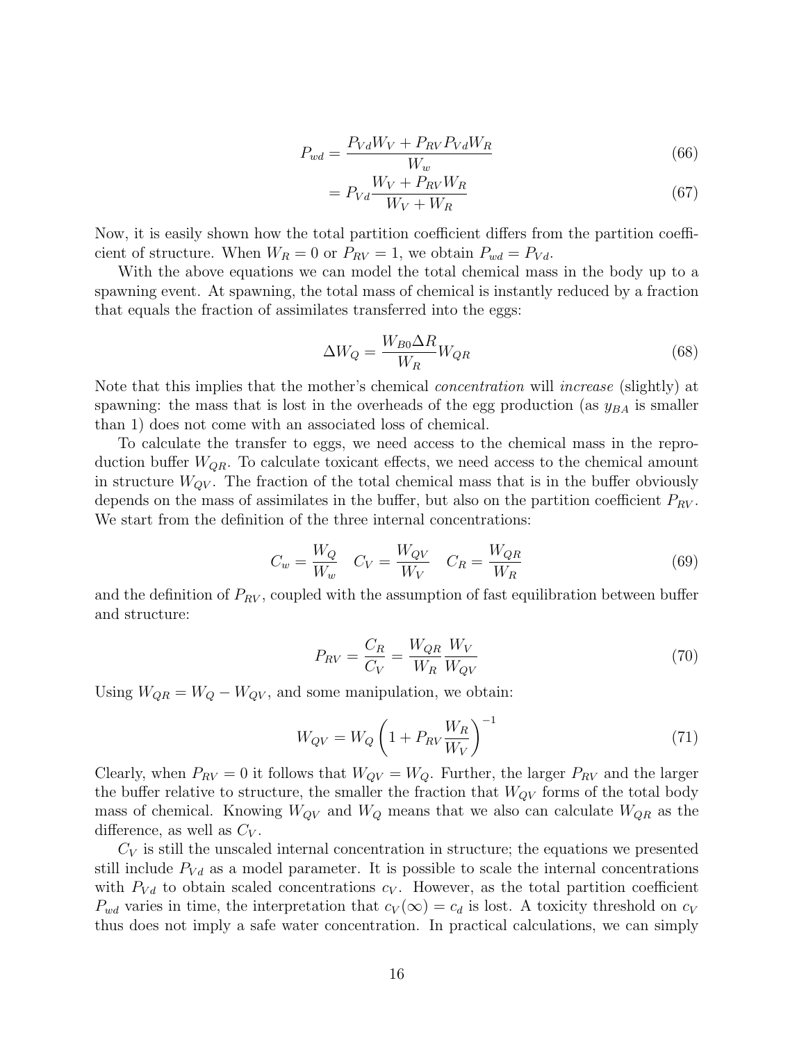$$P_{wd} = \frac{P_{Vd}W_V + P_{RV}P_{Vd}W_R}{W_w} \tag{66}$$

$$= P_{Vd}\frac{W_V + P_{RV}W_R}{W_V + W_R} \tag{67}$$

Now, it is easily shown how the total partition coefficient differs from the partition coefficient of structure. When $W_R = 0$ or $P_{RV} = 1$, we obtain $P_{wd} = P_{Vd}$.

With the above equations we can model the total chemical mass in the body up to a spawning event. At spawning, the total mass of chemical is instantly reduced by a fraction that equals the fraction of assimilates transferred into the eggs:

$$\Delta W_Q = \frac{W_{B0}\Delta R}{W_R}W_{QR} \tag{68}$$

Note that this implies that the mother's chemical *concentration* will *increase* (slightly) at spawning: the mass that is lost in the overheads of the egg production (as $y_{BA}$ is smaller than 1) does not come with an associated loss of chemical.

To calculate the transfer to eggs, we need access to the chemical mass in the reproduction buffer $W_{QR}$. To calculate toxicant effects, we need access to the chemical amount in structure $W_{QV}$. The fraction of the total chemical mass that is in the buffer obviously depends on the mass of assimilates in the buffer, but also on the partition coefficient $P_{RV}$. We start from the definition of the three internal concentrations:

$$C_w = \frac{W_Q}{W_w} \quad C_V = \frac{W_{QV}}{W_V} \quad C_R = \frac{W_{QR}}{W_R} \tag{69}$$

and the definition of $P_{RV}$, coupled with the assumption of fast equilibration between buffer and structure:

$$P_{RV} = \frac{C_R}{C_V} = \frac{W_{QR}}{W_R}\frac{W_V}{W_{QV}} \tag{70}$$

Using $W_{QR} = W_Q - W_{QV}$, and some manipulation, we obtain:

$$W_{QV} = W_Q\left(1 + P_{RV}\frac{W_R}{W_V}\right)^{-1} \tag{71}$$

Clearly, when $P_{RV} = 0$ it follows that $W_{QV} = W_Q$. Further, the larger $P_{RV}$ and the larger the buffer relative to structure, the smaller the fraction that $W_{QV}$ forms of the total body mass of chemical. Knowing $W_{QV}$ and $W_Q$ means that we also can calculate $W_{QR}$ as the difference, as well as $C_V$.

$C_V$ is still the unscaled internal concentration in structure; the equations we presented still include $P_{Vd}$ as a model parameter. It is possible to scale the internal concentrations with $P_{Vd}$ to obtain scaled concentrations $c_V$. However, as the total partition coefficient $P_{wd}$ varies in time, the interpretation that $c_V(\infty) = c_d$ is lost. A toxicity threshold on $c_V$ thus does not imply a safe water concentration. In practical calculations, we can simply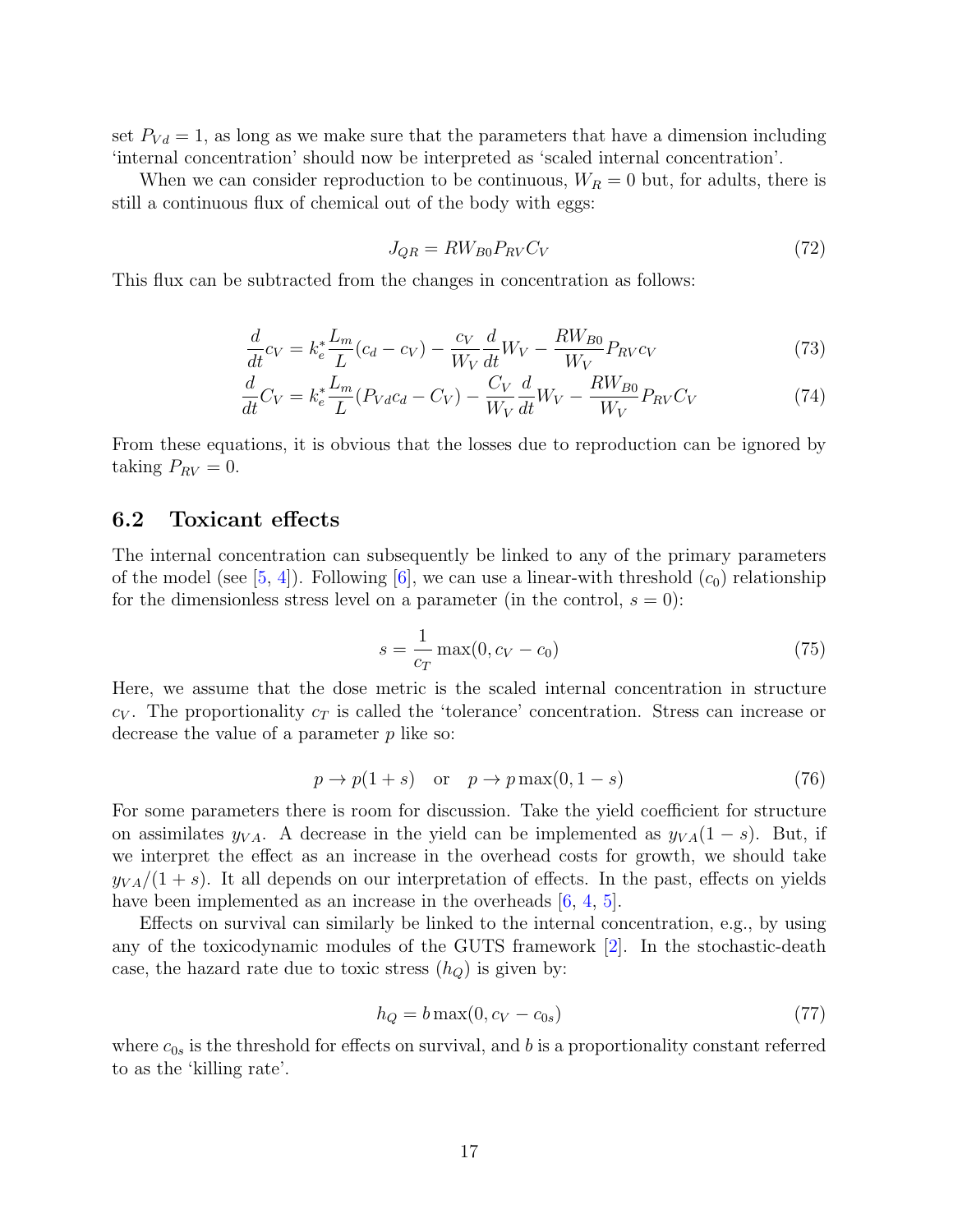set $P_{Vd} = 1$, as long as we make sure that the parameters that have a dimension including 'internal concentration' should now be interpreted as 'scaled internal concentration'.

When we can consider reproduction to be continuous, $W_R = 0$ but, for adults, there is still a continuous flux of chemical out of the body with eggs:

$$J_{QR} = RW_{B0}P_{RV}C_V \tag{72}$$

This flux can be subtracted from the changes in concentration as follows:

$$\frac{d}{dt}c_V = k_e^* \frac{L_m}{L}(c_d - c_V) - \frac{c_V}{W_V}\frac{d}{dt}W_V - \frac{RW_{B0}}{W_V}P_{RV}c_V \tag{73}$$

$$\frac{d}{dt}C_V = k_e^* \frac{L_m}{L}(P_{Vd}c_d - C_V) - \frac{C_V}{W_V}\frac{d}{dt}W_V - \frac{RW_{B0}}{W_V}P_{RV}C_V \tag{74}$$

From these equations, it is obvious that the losses due to reproduction can be ignored by taking $P_{RV} = 0$.

## 6.2 Toxicant effects

The internal concentration can subsequently be linked to any of the primary parameters of the model (see [5, 4]). Following [6], we can use a linear-with threshold ($c_0$) relationship for the dimensionless stress level on a parameter (in the control, $s = 0$):

$$s = \frac{1}{c_T}\max(0, c_V - c_0) \tag{75}$$

Here, we assume that the dose metric is the scaled internal concentration in structure $c_V$. The proportionality $c_T$ is called the 'tolerance' concentration. Stress can increase or decrease the value of a parameter $p$ like so:

$$p \rightarrow p(1+s) \quad \text{or} \quad p \rightarrow p\max(0, 1-s) \tag{76}$$

For some parameters there is room for discussion. Take the yield coefficient for structure on assimilates $y_{VA}$. A decrease in the yield can be implemented as $y_{VA}(1-s)$. But, if we interpret the effect as an increase in the overhead costs for growth, we should take $y_{VA}/(1+s)$. It all depends on our interpretation of effects. In the past, effects on yields have been implemented as an increase in the overheads [6, 4, 5].

Effects on survival can similarly be linked to the internal concentration, e.g., by using any of the toxicodynamic modules of the GUTS framework [2]. In the stochastic-death case, the hazard rate due to toxic stress ($h_Q$) is given by:

$$h_Q = b\max(0, c_V - c_{0s}) \tag{77}$$

where $c_{0s}$ is the threshold for effects on survival, and $b$ is a proportionality constant referred to as the 'killing rate'.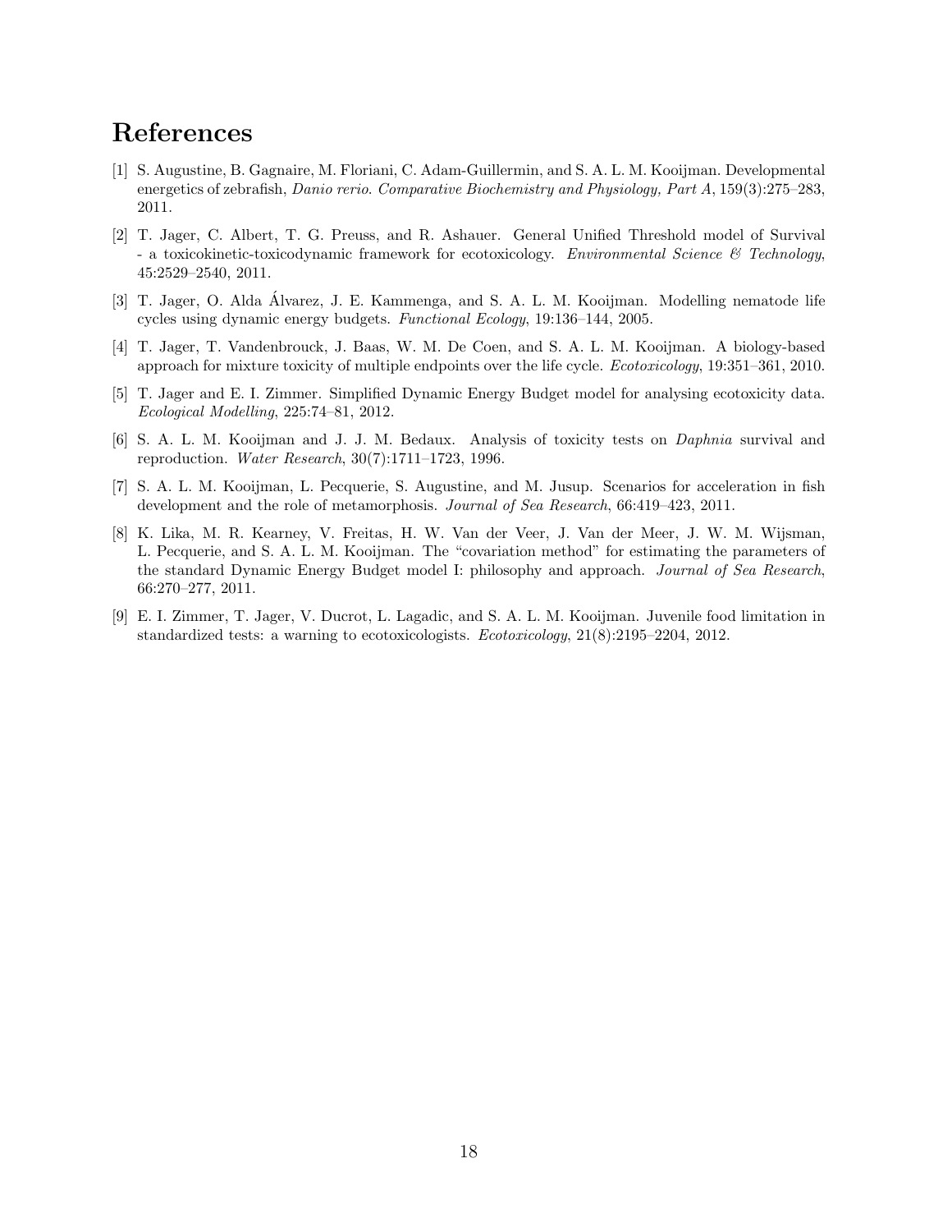# References

[1] S. Augustine, B. Gagnaire, M. Floriani, C. Adam-Guillermin, and S. A. L. M. Kooijman. Developmental energetics of zebrafish, *Danio rerio*. *Comparative Biochemistry and Physiology, Part A*, 159(3):275–283, 2011.

[2] T. Jager, C. Albert, T. G. Preuss, and R. Ashauer. General Unified Threshold model of Survival - a toxicokinetic-toxicodynamic framework for ecotoxicology. *Environmental Science & Technology*, 45:2529–2540, 2011.

[3] T. Jager, O. Alda Álvarez, J. E. Kammenga, and S. A. L. M. Kooijman. Modelling nematode life cycles using dynamic energy budgets. *Functional Ecology*, 19:136–144, 2005.

[4] T. Jager, T. Vandenbrouck, J. Baas, W. M. De Coen, and S. A. L. M. Kooijman. A biology-based approach for mixture toxicity of multiple endpoints over the life cycle. *Ecotoxicology*, 19:351–361, 2010.

[5] T. Jager and E. I. Zimmer. Simplified Dynamic Energy Budget model for analysing ecotoxicity data. *Ecological Modelling*, 225:74–81, 2012.

[6] S. A. L. M. Kooijman and J. J. M. Bedaux. Analysis of toxicity tests on *Daphnia* survival and reproduction. *Water Research*, 30(7):1711–1723, 1996.

[7] S. A. L. M. Kooijman, L. Pecquerie, S. Augustine, and M. Jusup. Scenarios for acceleration in fish development and the role of metamorphosis. *Journal of Sea Research*, 66:419–423, 2011.

[8] K. Lika, M. R. Kearney, V. Freitas, H. W. Van der Veer, J. Van der Meer, J. W. M. Wijsman, L. Pecquerie, and S. A. L. M. Kooijman. The "covariation method" for estimating the parameters of the standard Dynamic Energy Budget model I: philosophy and approach. *Journal of Sea Research*, 66:270–277, 2011.

[9] E. I. Zimmer, T. Jager, V. Ducrot, L. Lagadic, and S. A. L. M. Kooijman. Juvenile food limitation in standardized tests: a warning to ecotoxicologists. *Ecotoxicology*, 21(8):2195–2204, 2012.